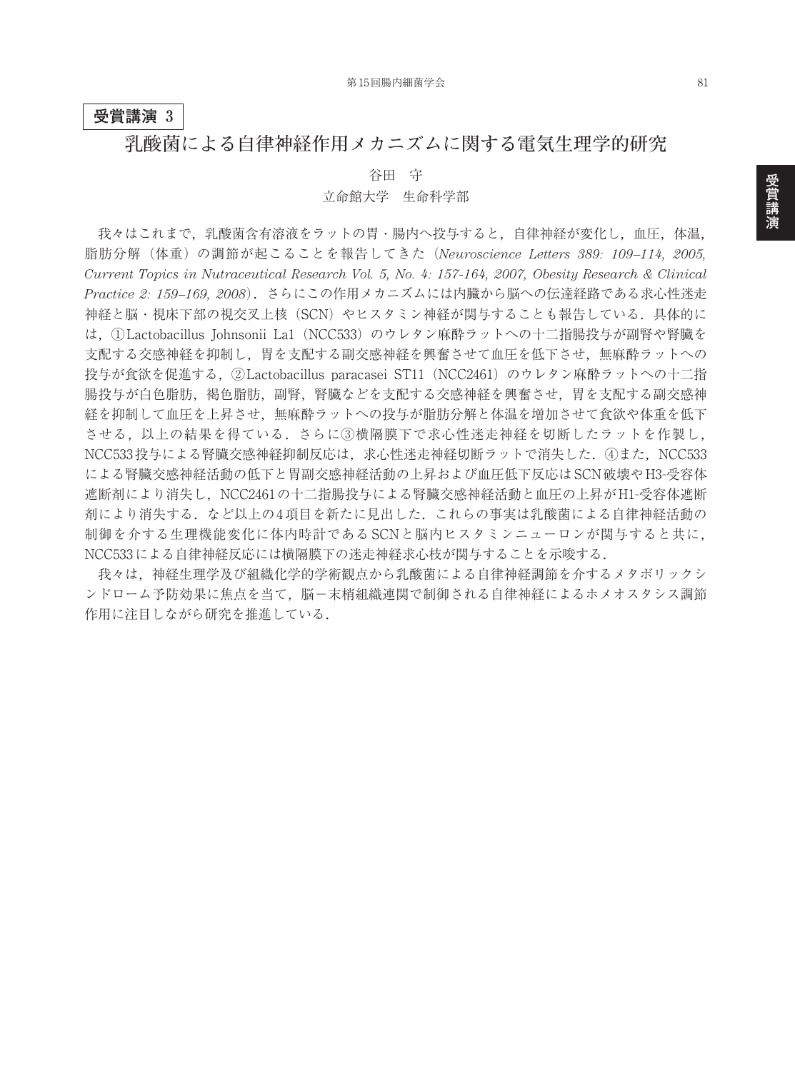**受賞講演 3**

# 乳酸菌による自律神経作用メカニズムに関する電気生理学的研究

谷田　守

立命館大学　生命科学部

我々はこれまで，乳酸菌含有溶液をラットの胃・腸内へ投与すると，自律神経が変化し，血圧，体温，脂肪分解（体重）の調節が起こることを報告してきた（*Neuroscience Letters 389: 109–114, 2005, Current Topics in Nutraceutical Research Vol. 5, No. 4: 157-164, 2007, Obesity Research & Clinical Practice 2: 159–169, 2008*）．さらにこの作用メカニズムには内臓から脳への伝達経路である求心性迷走神経と脳・視床下部の視交叉上核（SCN）やヒスタミン神経が関与することも報告している．具体的には，①Lactobacillus Johnsonii La1（NCC533）のウレタン麻酔ラットへの十二指腸投与が副腎や腎臓を支配する交感神経を抑制し，胃を支配する副交感神経を興奮させて血圧を低下させ，無麻酔ラットへの投与が食欲を促進する，②Lactobacillus paracasei ST11（NCC2461）のウレタン麻酔ラットへの十二指腸投与が白色脂肪，褐色脂肪，副腎，腎臓などを支配する交感神経を興奮させ，胃を支配する副交感神経を抑制して血圧を上昇させ，無麻酔ラットへの投与が脂肪分解と体温を増加させて食欲や体重を低下させる，以上の結果を得ている．さらに③横隔膜下で求心性迷走神経を切断したラットを作製し，NCC533投与による腎臓交感神経抑制反応は，求心性迷走神経切断ラットで消失した．④また，NCC533による腎臓交感神経活動の低下と胃副交感神経活動の上昇および血圧低下反応はSCN破壊やH3-受容体遮断剤により消失し，NCC2461の十二指腸投与による腎臓交感神経活動と血圧の上昇がH1-受容体遮断剤により消失する．など以上の4項目を新たに見出した．これらの事実は乳酸菌による自律神経活動の制御を介する生理機能変化に体内時計であるSCNと脳内ヒスタミンニューロンが関与すると共に，NCC533による自律神経反応には横隔膜下の迷走神経求心枝が関与することを示唆する．

我々は，神経生理学及び組織化学的学術観点から乳酸菌による自律神経調節を介するメタボリックシンドローム予防効果に焦点を当て，脳－末梢組織連関で制御される自律神経によるホメオスタシス調節作用に注目しながら研究を推進している．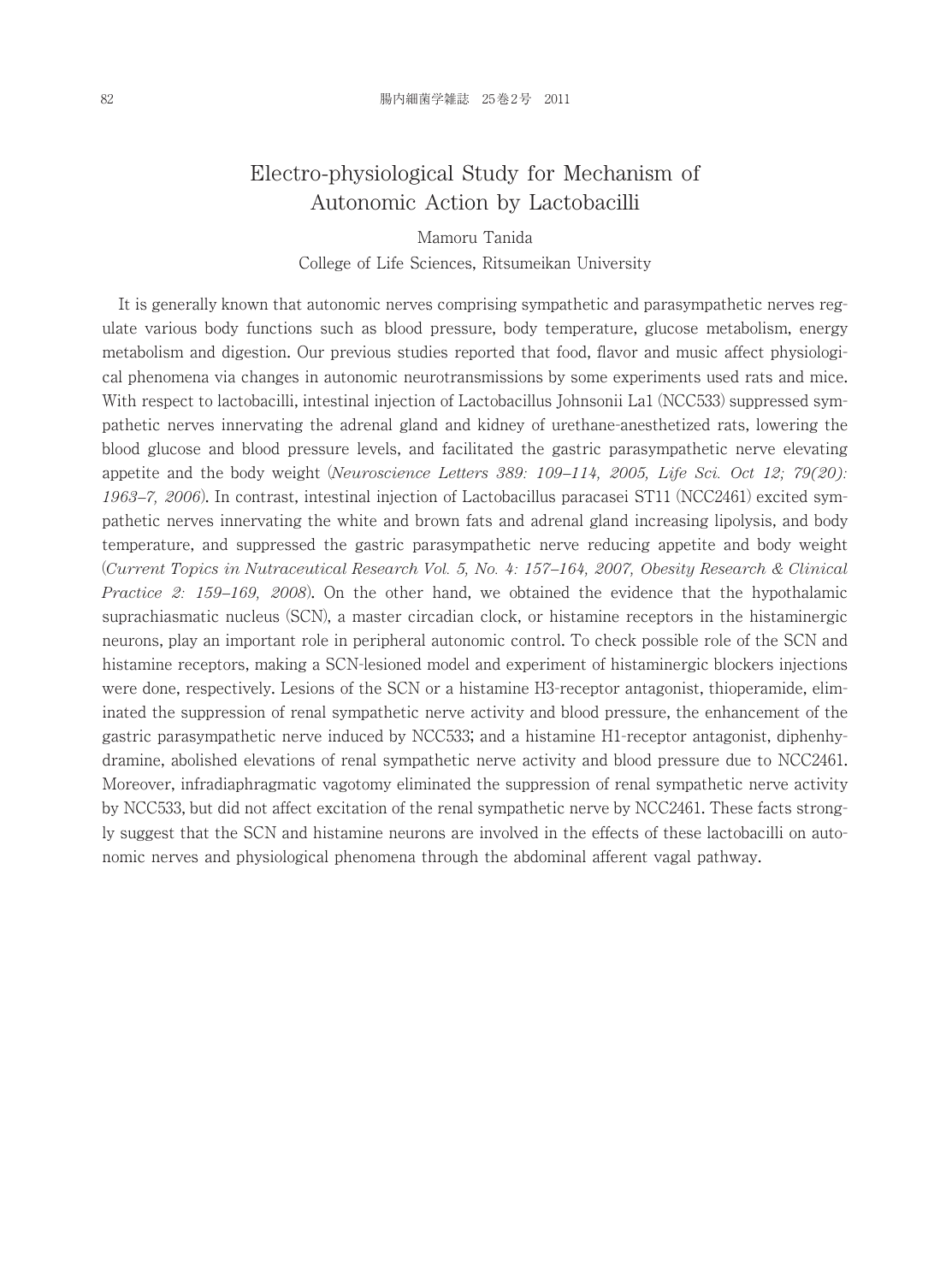# Electro-physiological Study for Mechanism of Autonomic Action by Lactobacilli

Mamoru Tanida

College of Life Sciences, Ritsumeikan University

It is generally known that autonomic nerves comprising sympathetic and parasympathetic nerves regulate various body functions such as blood pressure, body temperature, glucose metabolism, energy metabolism and digestion. Our previous studies reported that food, flavor and music affect physiological phenomena via changes in autonomic neurotransmissions by some experiments used rats and mice. With respect to lactobacilli, intestinal injection of Lactobacillus Johnsonii La1 (NCC533) suppressed sympathetic nerves innervating the adrenal gland and kidney of urethane-anesthetized rats, lowering the blood glucose and blood pressure levels, and facilitated the gastric parasympathetic nerve elevating appetite and the body weight (*Neuroscience Letters 389: 109–114, 2005, Life Sci. Oct 12; 79(20): 1963–7, 2006*). In contrast, intestinal injection of Lactobacillus paracasei ST11 (NCC2461) excited sympathetic nerves innervating the white and brown fats and adrenal gland increasing lipolysis, and body temperature, and suppressed the gastric parasympathetic nerve reducing appetite and body weight (*Current Topics in Nutraceutical Research Vol. 5, No. 4: 157–164, 2007, Obesity Research & Clinical Practice 2: 159–169, 2008*). On the other hand, we obtained the evidence that the hypothalamic suprachiasmatic nucleus (SCN), a master circadian clock, or histamine receptors in the histaminergic neurons, play an important role in peripheral autonomic control. To check possible role of the SCN and histamine receptors, making a SCN-lesioned model and experiment of histaminergic blockers injections were done, respectively. Lesions of the SCN or a histamine H3-receptor antagonist, thioperamide, eliminated the suppression of renal sympathetic nerve activity and blood pressure, the enhancement of the gastric parasympathetic nerve induced by NCC533; and a histamine H1-receptor antagonist, diphenhydramine, abolished elevations of renal sympathetic nerve activity and blood pressure due to NCC2461. Moreover, infradiaphragmatic vagotomy eliminated the suppression of renal sympathetic nerve activity by NCC533, but did not affect excitation of the renal sympathetic nerve by NCC2461. These facts strongly suggest that the SCN and histamine neurons are involved in the effects of these lactobacilli on autonomic nerves and physiological phenomena through the abdominal afferent vagal pathway.